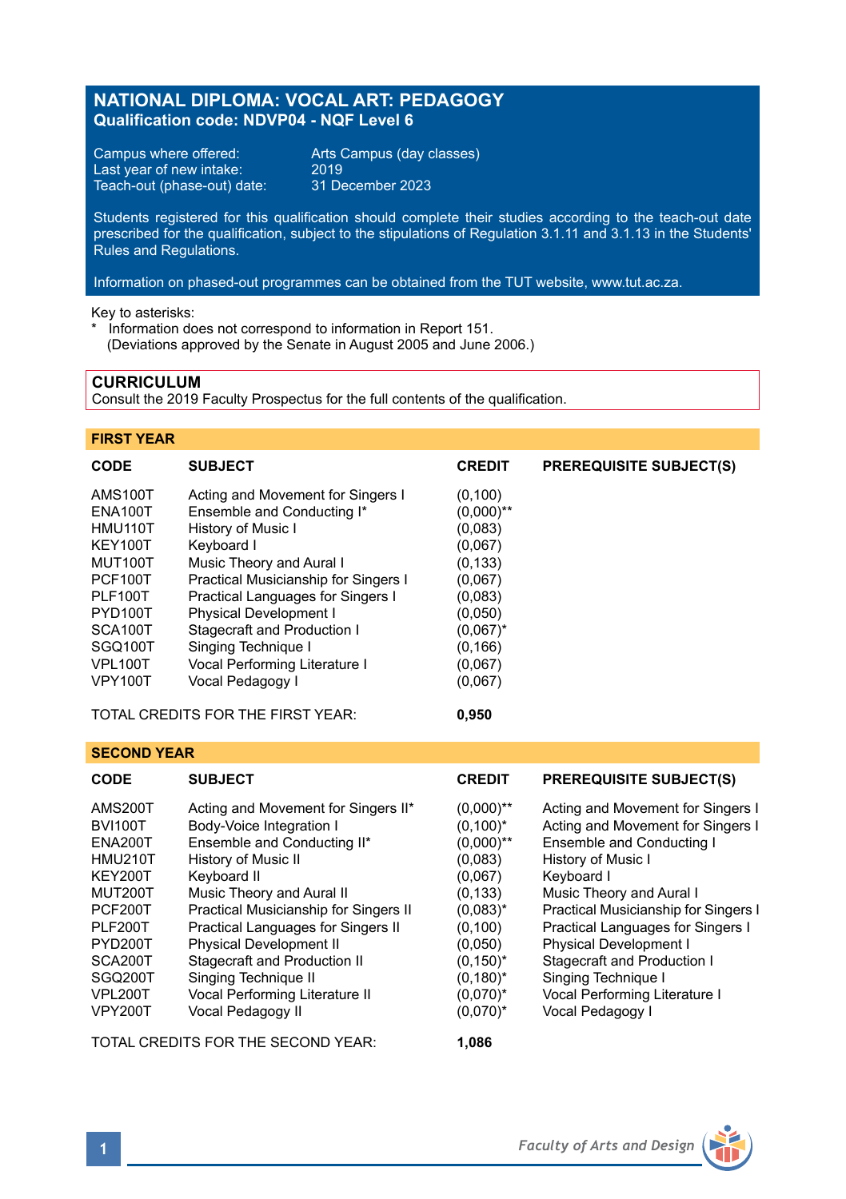# NATIONAL DIPLOMA: VOCAL ART: PEDAGOGY

**Qualification code: NDVP04 - NQF Level 6**

Campus where offered: Arts Campus (day classes)
Last year of new intake: 2019
Teach-out (phase-out) date: 31 December 2023

Students registered for this qualification should complete their studies according to the teach-out date prescribed for the qualification, subject to the stipulations of Regulation 3.1.11 and 3.1.13 in the Students' Rules and Regulations.

Information on phased-out programmes can be obtained from the TUT website, www.tut.ac.za.

Key to asterisks:
* Information does not correspond to information in Report 151. (Deviations approved by the Senate in August 2005 and June 2006.)

## CURRICULUM

Consult the 2019 Faculty Prospectus for the full contents of the qualification.

### FIRST YEAR

| CODE | SUBJECT | CREDIT | PREREQUISITE SUBJECT(S) |
|---|---|---|---|
| AMS100T | Acting and Movement for Singers I | (0,100) | |
| ENA100T | Ensemble and Conducting I* | (0,000)** | |
| HMU110T | History of Music I | (0,083) | |
| KEY100T | Keyboard I | (0,067) | |
| MUT100T | Music Theory and Aural I | (0,133) | |
| PCF100T | Practical Musicianship for Singers I | (0,067) | |
| PLF100T | Practical Languages for Singers I | (0,083) | |
| PYD100T | Physical Development I | (0,050) | |
| SCA100T | Stagecraft and Production I | (0,067)* | |
| SGQ100T | Singing Technique I | (0,166) | |
| VPL100T | Vocal Performing Literature I | (0,067) | |
| VPY100T | Vocal Pedagogy I | (0,067) | |

TOTAL CREDITS FOR THE FIRST YEAR: **0,950**

### SECOND YEAR

| CODE | SUBJECT | CREDIT | PREREQUISITE SUBJECT(S) |
|---|---|---|---|
| AMS200T | Acting and Movement for Singers II* | (0,000)** | Acting and Movement for Singers I |
| BVI100T | Body-Voice Integration I | (0,100)* | Acting and Movement for Singers I |
| ENA200T | Ensemble and Conducting II* | (0,000)** | Ensemble and Conducting I |
| HMU210T | History of Music II | (0,083) | History of Music I |
| KEY200T | Keyboard II | (0,067) | Keyboard I |
| MUT200T | Music Theory and Aural II | (0,133) | Music Theory and Aural I |
| PCF200T | Practical Musicianship for Singers II | (0,083)* | Practical Musicianship for Singers I |
| PLF200T | Practical Languages for Singers II | (0,100) | Practical Languages for Singers I |
| PYD200T | Physical Development II | (0,050) | Physical Development I |
| SCA200T | Stagecraft and Production II | (0,150)* | Stagecraft and Production I |
| SGQ200T | Singing Technique II | (0,180)* | Singing Technique I |
| VPL200T | Vocal Performing Literature II | (0,070)* | Vocal Performing Literature I |
| VPY200T | Vocal Pedagogy II | (0,070)* | Vocal Pedagogy I |

TOTAL CREDITS FOR THE SECOND YEAR: **1,086**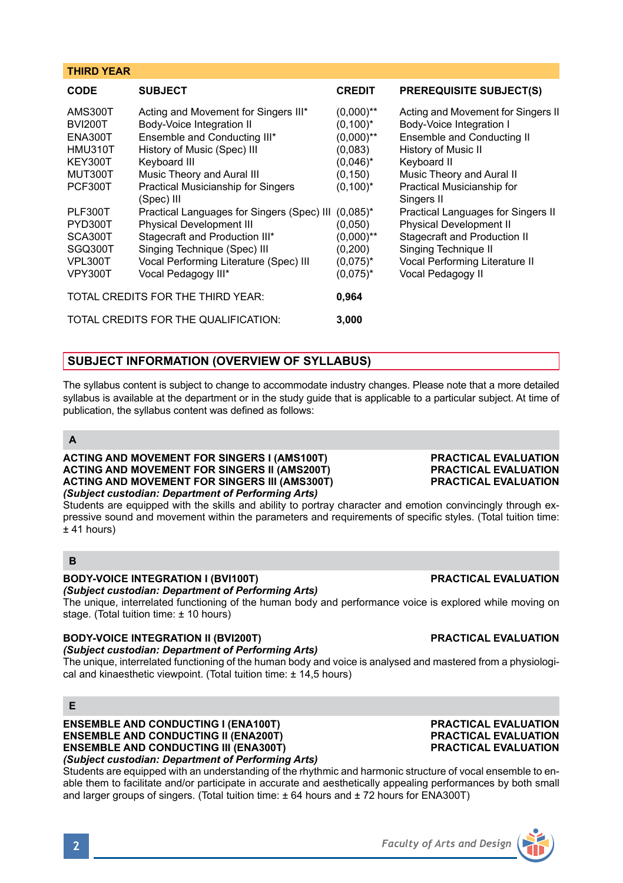## THIRD YEAR

| CODE | SUBJECT | CREDIT | PREREQUISITE SUBJECT(S) |
|---|---|---|---|
| AMS300T | Acting and Movement for Singers III* | (0,000)** | Acting and Movement for Singers II |
| BVI200T | Body-Voice Integration II | (0,100)* | Body-Voice Integration I |
| ENA300T | Ensemble and Conducting III* | (0,000)** | Ensemble and Conducting II |
| HMU310T | History of Music (Spec) III | (0,083) | History of Music II |
| KEY300T | Keyboard III | (0,046)* | Keyboard II |
| MUT300T | Music Theory and Aural III | (0,150) | Music Theory and Aural II |
| PCF300T | Practical Musicianship for Singers (Spec) III | (0,100)* | Practical Musicianship for Singers II |
| PLF300T | Practical Languages for Singers (Spec) III | (0,085)* | Practical Languages for Singers II |
| PYD300T | Physical Development III | (0,050) | Physical Development II |
| SCA300T | Stagecraft and Production III* | (0,000)** | Stagecraft and Production II |
| SGQ300T | Singing Technique (Spec) III | (0,200) | Singing Technique II |
| VPL300T | Vocal Performing Literature (Spec) III | (0,075)* | Vocal Performing Literature II |
| VPY300T | Vocal Pedagogy III* | (0,075)* | Vocal Pedagogy II |
| TOTAL CREDITS FOR THE THIRD YEAR: | | **0,964** | |
| TOTAL CREDITS FOR THE QUALIFICATION: | | **3,000** | |

## SUBJECT INFORMATION (OVERVIEW OF SYLLABUS)

The syllabus content is subject to change to accommodate industry changes. Please note that a more detailed syllabus is available at the department or in the study guide that is applicable to a particular subject. At time of publication, the syllabus content was defined as follows:

### A

**ACTING AND MOVEMENT FOR SINGERS I (AMS100T)** — **PRACTICAL EVALUATION**
**ACTING AND MOVEMENT FOR SINGERS II (AMS200T)** — **PRACTICAL EVALUATION**
**ACTING AND MOVEMENT FOR SINGERS III (AMS300T)** — **PRACTICAL EVALUATION**
***(Subject custodian: Department of Performing Arts)***
Students are equipped with the skills and ability to portray character and emotion convincingly through expressive sound and movement within the parameters and requirements of specific styles. (Total tuition time: ± 41 hours)

### B

**BODY-VOICE INTEGRATION I (BVI100T)** — **PRACTICAL EVALUATION**
***(Subject custodian: Department of Performing Arts)***
The unique, interrelated functioning of the human body and performance voice is explored while moving on stage. (Total tuition time: ± 10 hours)

**BODY-VOICE INTEGRATION II (BVI200T)** — **PRACTICAL EVALUATION**
***(Subject custodian: Department of Performing Arts)***
The unique, interrelated functioning of the human body and voice is analysed and mastered from a physiological and kinaesthetic viewpoint. (Total tuition time: ± 14,5 hours)

### E

**ENSEMBLE AND CONDUCTING I (ENA100T)** — **PRACTICAL EVALUATION**
**ENSEMBLE AND CONDUCTING II (ENA200T)** — **PRACTICAL EVALUATION**
**ENSEMBLE AND CONDUCTING III (ENA300T)** — **PRACTICAL EVALUATION**
***(Subject custodian: Department of Performing Arts)***
Students are equipped with an understanding of the rhythmic and harmonic structure of vocal ensemble to enable them to facilitate and/or participate in accurate and aesthetically appealing performances by both small and larger groups of singers. (Total tuition time: ± 64 hours and ± 72 hours for ENA300T)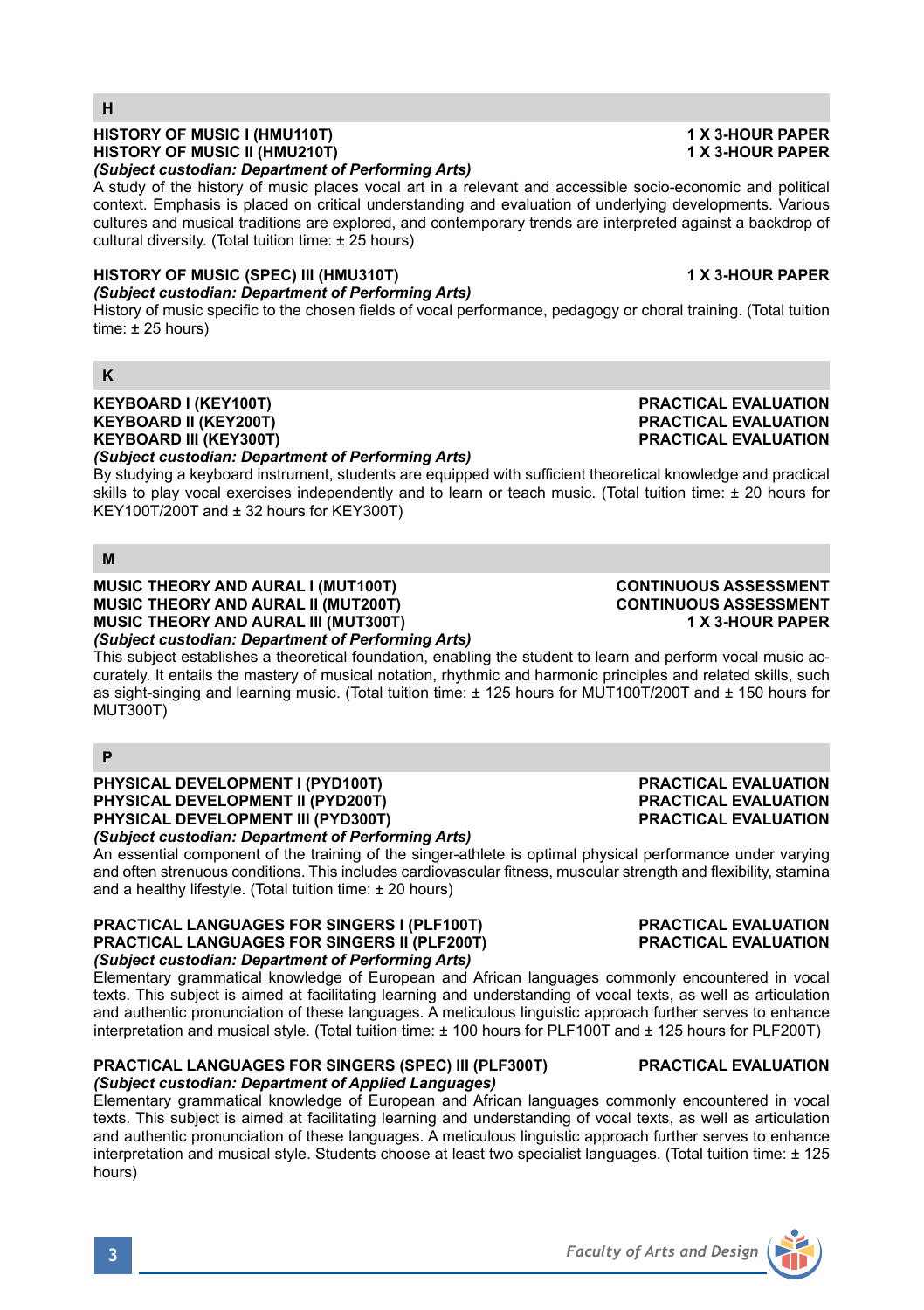## H

**HISTORY OF MUSIC I (HMU110T)** — **1 X 3-HOUR PAPER**
**HISTORY OF MUSIC II (HMU210T)** — **1 X 3-HOUR PAPER**
***(Subject custodian: Department of Performing Arts)***
A study of the history of music places vocal art in a relevant and accessible socio-economic and political context. Emphasis is placed on critical understanding and evaluation of underlying developments. Various cultures and musical traditions are explored, and contemporary trends are interpreted against a backdrop of cultural diversity. (Total tuition time: ± 25 hours)

**HISTORY OF MUSIC (SPEC) III (HMU310T)** — **1 X 3-HOUR PAPER**
***(Subject custodian: Department of Performing Arts)***
History of music specific to the chosen fields of vocal performance, pedagogy or choral training. (Total tuition time: ± 25 hours)

## K

**KEYBOARD I (KEY100T)** — **PRACTICAL EVALUATION**
**KEYBOARD II (KEY200T)** — **PRACTICAL EVALUATION**
**KEYBOARD III (KEY300T)** — **PRACTICAL EVALUATION**
***(Subject custodian: Department of Performing Arts)***
By studying a keyboard instrument, students are equipped with sufficient theoretical knowledge and practical skills to play vocal exercises independently and to learn or teach music. (Total tuition time: ± 20 hours for KEY100T/200T and ± 32 hours for KEY300T)

## M

**MUSIC THEORY AND AURAL I (MUT100T)** — **CONTINUOUS ASSESSMENT**
**MUSIC THEORY AND AURAL II (MUT200T)** — **CONTINUOUS ASSESSMENT**
**MUSIC THEORY AND AURAL III (MUT300T)** — **1 X 3-HOUR PAPER**
***(Subject custodian: Department of Performing Arts)***
This subject establishes a theoretical foundation, enabling the student to learn and perform vocal music accurately. It entails the mastery of musical notation, rhythmic and harmonic principles and related skills, such as sight-singing and learning music. (Total tuition time: ± 125 hours for MUT100T/200T and ± 150 hours for MUT300T)

## P

**PHYSICAL DEVELOPMENT I (PYD100T)** — **PRACTICAL EVALUATION**
**PHYSICAL DEVELOPMENT II (PYD200T)** — **PRACTICAL EVALUATION**
**PHYSICAL DEVELOPMENT III (PYD300T)** — **PRACTICAL EVALUATION**
***(Subject custodian: Department of Performing Arts)***
An essential component of the training of the singer-athlete is optimal physical performance under varying and often strenuous conditions. This includes cardiovascular fitness, muscular strength and flexibility, stamina and a healthy lifestyle. (Total tuition time: ± 20 hours)

**PRACTICAL LANGUAGES FOR SINGERS I (PLF100T)** — **PRACTICAL EVALUATION**
**PRACTICAL LANGUAGES FOR SINGERS II (PLF200T)** — **PRACTICAL EVALUATION**
***(Subject custodian: Department of Performing Arts)***
Elementary grammatical knowledge of European and African languages commonly encountered in vocal texts. This subject is aimed at facilitating learning and understanding of vocal texts, as well as articulation and authentic pronunciation of these languages. A meticulous linguistic approach further serves to enhance interpretation and musical style. (Total tuition time: ± 100 hours for PLF100T and ± 125 hours for PLF200T)

**PRACTICAL LANGUAGES FOR SINGERS (SPEC) III (PLF300T)** — **PRACTICAL EVALUATION**
***(Subject custodian: Department of Applied Languages)***
Elementary grammatical knowledge of European and African languages commonly encountered in vocal texts. This subject is aimed at facilitating learning and understanding of vocal texts, as well as articulation and authentic pronunciation of these languages. A meticulous linguistic approach further serves to enhance interpretation and musical style. Students choose at least two specialist languages. (Total tuition time: ± 125 hours)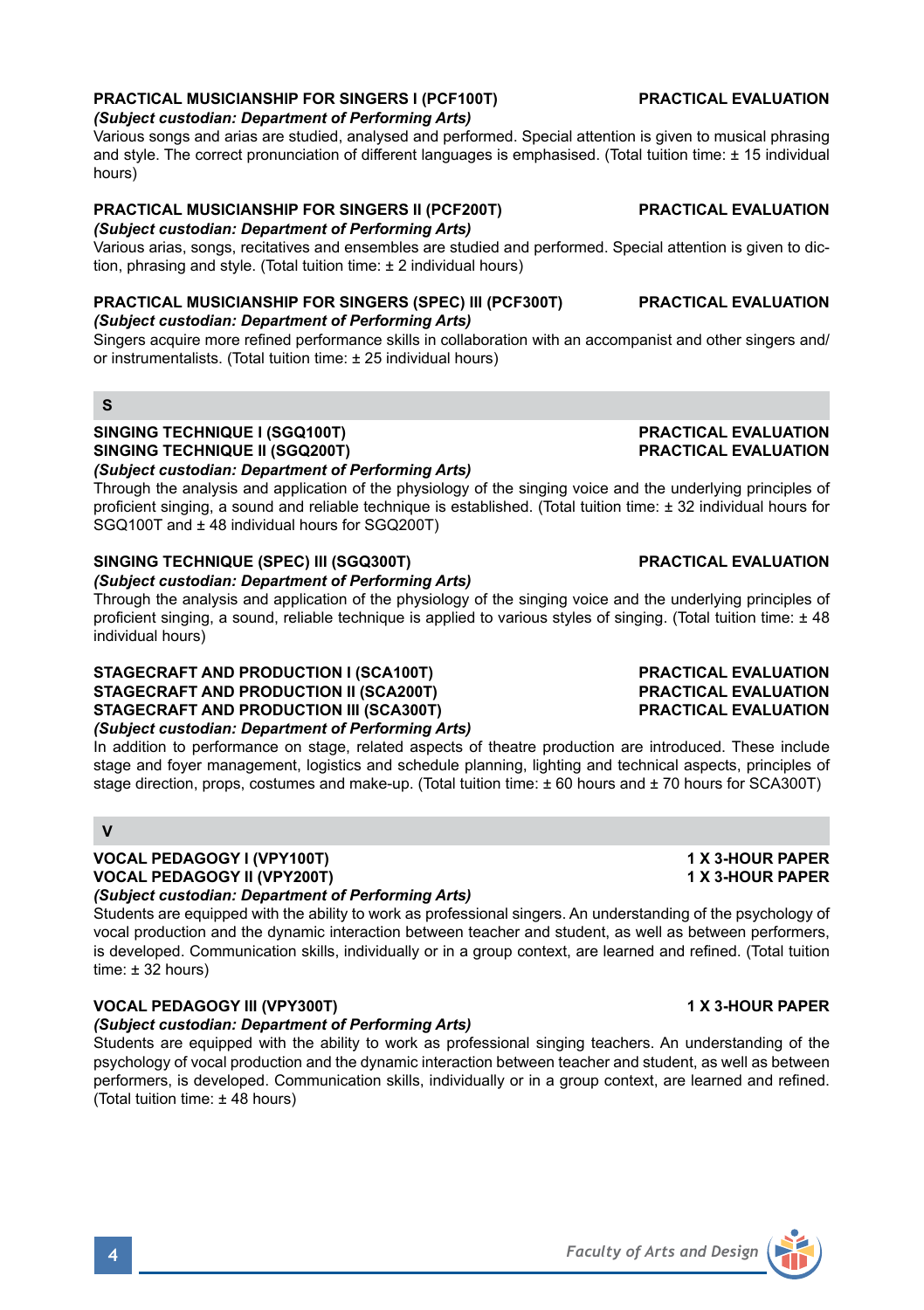**PRACTICAL MUSICIANSHIP FOR SINGERS I (PCF100T)** **PRACTICAL EVALUATION**

*(Subject custodian: Department of Performing Arts)*

Various songs and arias are studied, analysed and performed. Special attention is given to musical phrasing and style. The correct pronunciation of different languages is emphasised. (Total tuition time: ± 15 individual hours)

**PRACTICAL MUSICIANSHIP FOR SINGERS II (PCF200T)** **PRACTICAL EVALUATION**

*(Subject custodian: Department of Performing Arts)*

Various arias, songs, recitatives and ensembles are studied and performed. Special attention is given to diction, phrasing and style. (Total tuition time: ± 2 individual hours)

**PRACTICAL MUSICIANSHIP FOR SINGERS (SPEC) III (PCF300T)** **PRACTICAL EVALUATION**

*(Subject custodian: Department of Performing Arts)*

Singers acquire more refined performance skills in collaboration with an accompanist and other singers and/or instrumentalists. (Total tuition time: ± 25 individual hours)

## S

**SINGING TECHNIQUE I (SGQ100T)** **PRACTICAL EVALUATION**
**SINGING TECHNIQUE II (SGQ200T)** **PRACTICAL EVALUATION**

*(Subject custodian: Department of Performing Arts)*

Through the analysis and application of the physiology of the singing voice and the underlying principles of proficient singing, a sound and reliable technique is established. (Total tuition time: ± 32 individual hours for SGQ100T and ± 48 individual hours for SGQ200T)

**SINGING TECHNIQUE (SPEC) III (SGQ300T)** **PRACTICAL EVALUATION**

*(Subject custodian: Department of Performing Arts)*

Through the analysis and application of the physiology of the singing voice and the underlying principles of proficient singing, a sound, reliable technique is applied to various styles of singing. (Total tuition time: ± 48 individual hours)

**STAGECRAFT AND PRODUCTION I (SCA100T)** **PRACTICAL EVALUATION**
**STAGECRAFT AND PRODUCTION II (SCA200T)** **PRACTICAL EVALUATION**
**STAGECRAFT AND PRODUCTION III (SCA300T)** **PRACTICAL EVALUATION**

*(Subject custodian: Department of Performing Arts)*

In addition to performance on stage, related aspects of theatre production are introduced. These include stage and foyer management, logistics and schedule planning, lighting and technical aspects, principles of stage direction, props, costumes and make-up. (Total tuition time: ± 60 hours and ± 70 hours for SCA300T)

## V

**VOCAL PEDAGOGY I (VPY100T)** **1 X 3-HOUR PAPER**
**VOCAL PEDAGOGY II (VPY200T)** **1 X 3-HOUR PAPER**

*(Subject custodian: Department of Performing Arts)*

Students are equipped with the ability to work as professional singers. An understanding of the psychology of vocal production and the dynamic interaction between teacher and student, as well as between performers, is developed. Communication skills, individually or in a group context, are learned and refined. (Total tuition time: ± 32 hours)

**VOCAL PEDAGOGY III (VPY300T)** **1 X 3-HOUR PAPER**

*(Subject custodian: Department of Performing Arts)*

Students are equipped with the ability to work as professional singing teachers. An understanding of the psychology of vocal production and the dynamic interaction between teacher and student, as well as between performers, is developed. Communication skills, individually or in a group context, are learned and refined. (Total tuition time: ± 48 hours)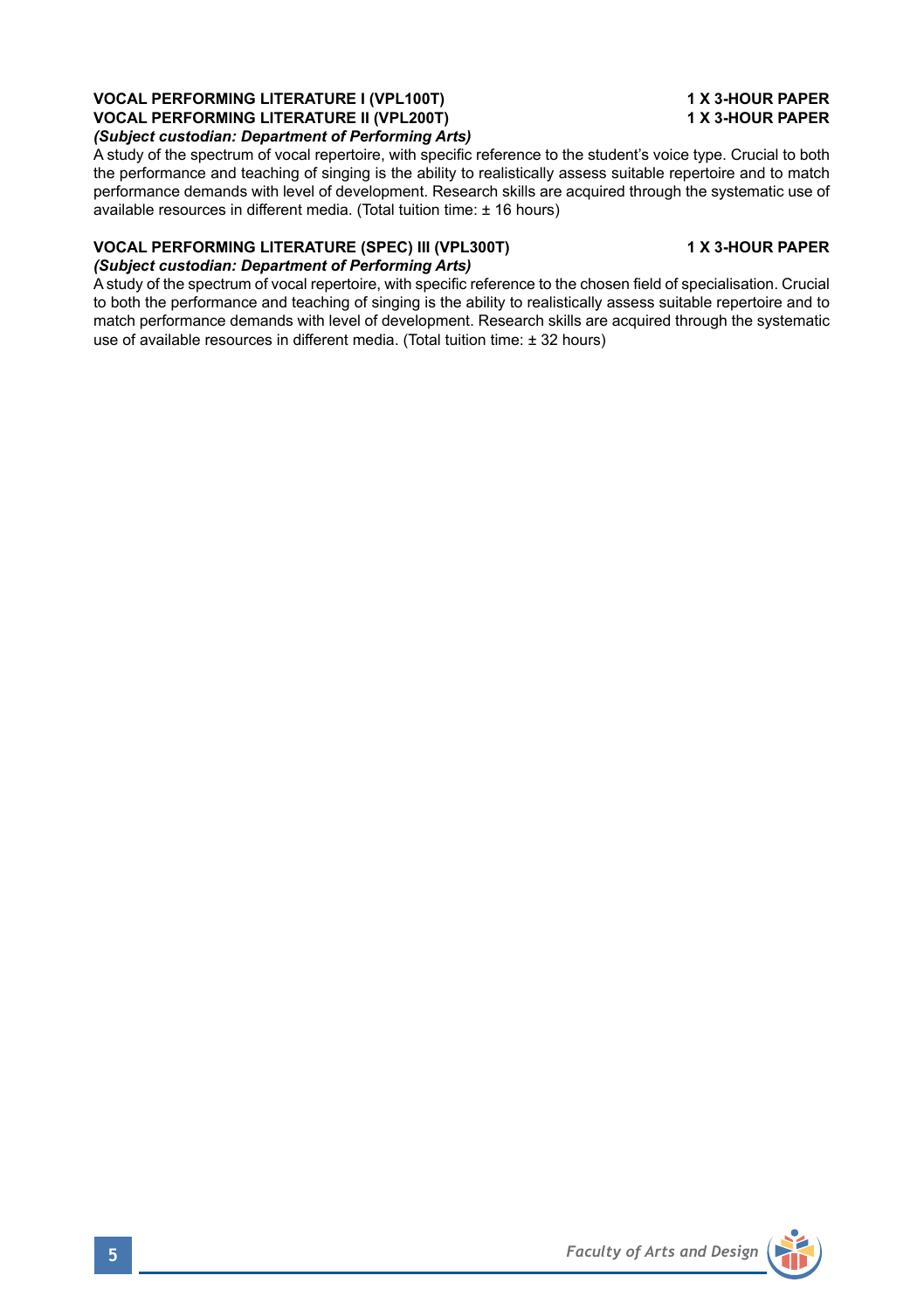**VOCAL PERFORMING LITERATURE I (VPL100T) 1 X 3-HOUR PAPER**
**VOCAL PERFORMING LITERATURE II (VPL200T) 1 X 3-HOUR PAPER**
***(Subject custodian: Department of Performing Arts)***

A study of the spectrum of vocal repertoire, with specific reference to the student's voice type. Crucial to both the performance and teaching of singing is the ability to realistically assess suitable repertoire and to match performance demands with level of development. Research skills are acquired through the systematic use of available resources in different media. (Total tuition time: ± 16 hours)

**VOCAL PERFORMING LITERATURE (SPEC) III (VPL300T) 1 X 3-HOUR PAPER**
***(Subject custodian: Department of Performing Arts)***

A study of the spectrum of vocal repertoire, with specific reference to the chosen field of specialisation. Crucial to both the performance and teaching of singing is the ability to realistically assess suitable repertoire and to match performance demands with level of development. Research skills are acquired through the systematic use of available resources in different media. (Total tuition time: ± 32 hours)